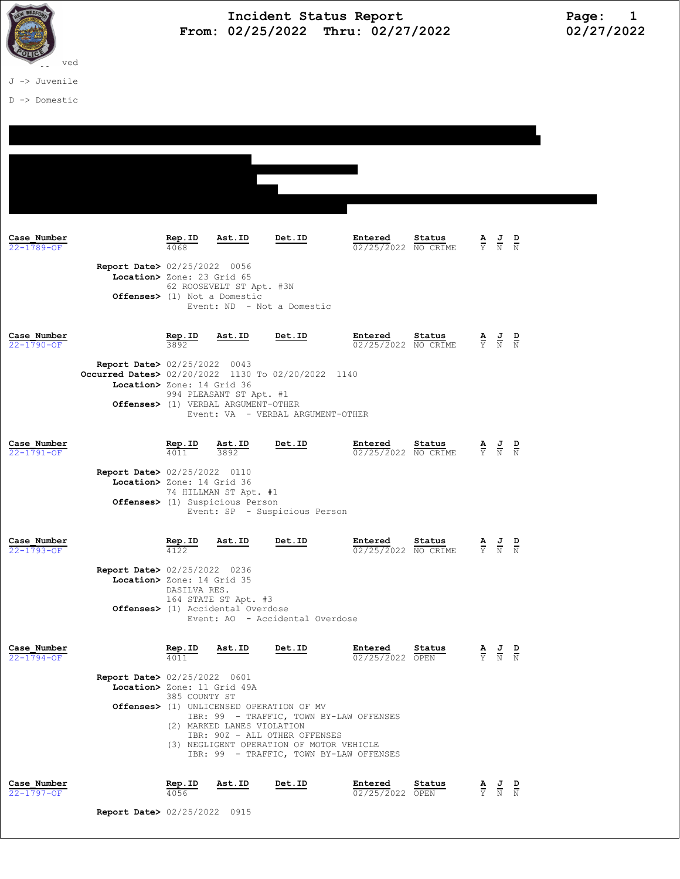# Incident Status Report

**From: 02/25/2022 Thru: 02/27/2022**

ved

J -> Juvenile

D -> Domestic

| Case_Number | Rep.ID | Ast.ID | Det.ID | Entered | Status | A | J | D |
|---|---|---|---|---|---|---|---|---|
| 22-1789-OF | 4068 | | | 02/25/2022 | NO CRIME | Y | N | N |

**Report Date>** 02/25/2022 0056
**Location>** Zone: 23 Grid 65
62 ROOSEVELT ST Apt. #3N
**Offenses>** (1) Not a Domestic
Event: ND - Not a Domestic

| Case_Number | Rep.ID | Ast.ID | Det.ID | Entered | Status | A | J | D |
|---|---|---|---|---|---|---|---|---|
| 22-1790-OF | 3892 | | | 02/25/2022 | NO CRIME | Y | N | N |

**Report Date>** 02/25/2022 0043
**Occurred Dates>** 02/20/2022 1130 To 02/20/2022 1140
**Location>** Zone: 14 Grid 36
994 PLEASANT ST Apt. #1
**Offenses>** (1) VERBAL ARGUMENT-OTHER
Event: VA - VERBAL ARGUMENT-OTHER

| Case_Number | Rep.ID | Ast.ID | Det.ID | Entered | Status | A | J | D |
|---|---|---|---|---|---|---|---|---|
| 22-1791-OF | 4011 | 3892 | | 02/25/2022 | NO CRIME | Y | N | N |

**Report Date>** 02/25/2022 0110
**Location>** Zone: 14 Grid 36
74 HILLMAN ST Apt. #1
**Offenses>** (1) Suspicious Person
Event: SP - Suspicious Person

| Case_Number | Rep.ID | Ast.ID | Det.ID | Entered | Status | A | J | D |
|---|---|---|---|---|---|---|---|---|
| 22-1793-OF | 4122 | | | 02/25/2022 | NO CRIME | Y | N | N |

**Report Date>** 02/25/2022 0236
**Location>** Zone: 14 Grid 35
DASILVA RES.
164 STATE ST Apt. #3
**Offenses>** (1) Accidental Overdose
Event: AO - Accidental Overdose

| Case_Number | Rep.ID | Ast.ID | Det.ID | Entered | Status | A | J | D |
|---|---|---|---|---|---|---|---|---|
| 22-1794-OF | 4011 | | | 02/25/2022 | OPEN | Y | N | N |

**Report Date>** 02/25/2022 0601
**Location>** Zone: 11 Grid 49A
385 COUNTY ST
**Offenses>** (1) UNLICENSED OPERATION OF MV
IBR: 99 - TRAFFIC, TOWN BY-LAW OFFENSES
(2) MARKED LANES VIOLATION
IBR: 90Z - ALL OTHER OFFENSES
(3) NEGLIGENT OPERATION OF MOTOR VEHICLE
IBR: 99 - TRAFFIC, TOWN BY-LAW OFFENSES

| Case_Number | Rep.ID | Ast.ID | Det.ID | Entered | Status | A | J | D |
|---|---|---|---|---|---|---|---|---|
| 22-1797-OF | 4056 | | | 02/25/2022 | OPEN | Y | N | N |

**Report Date>** 02/25/2022 0915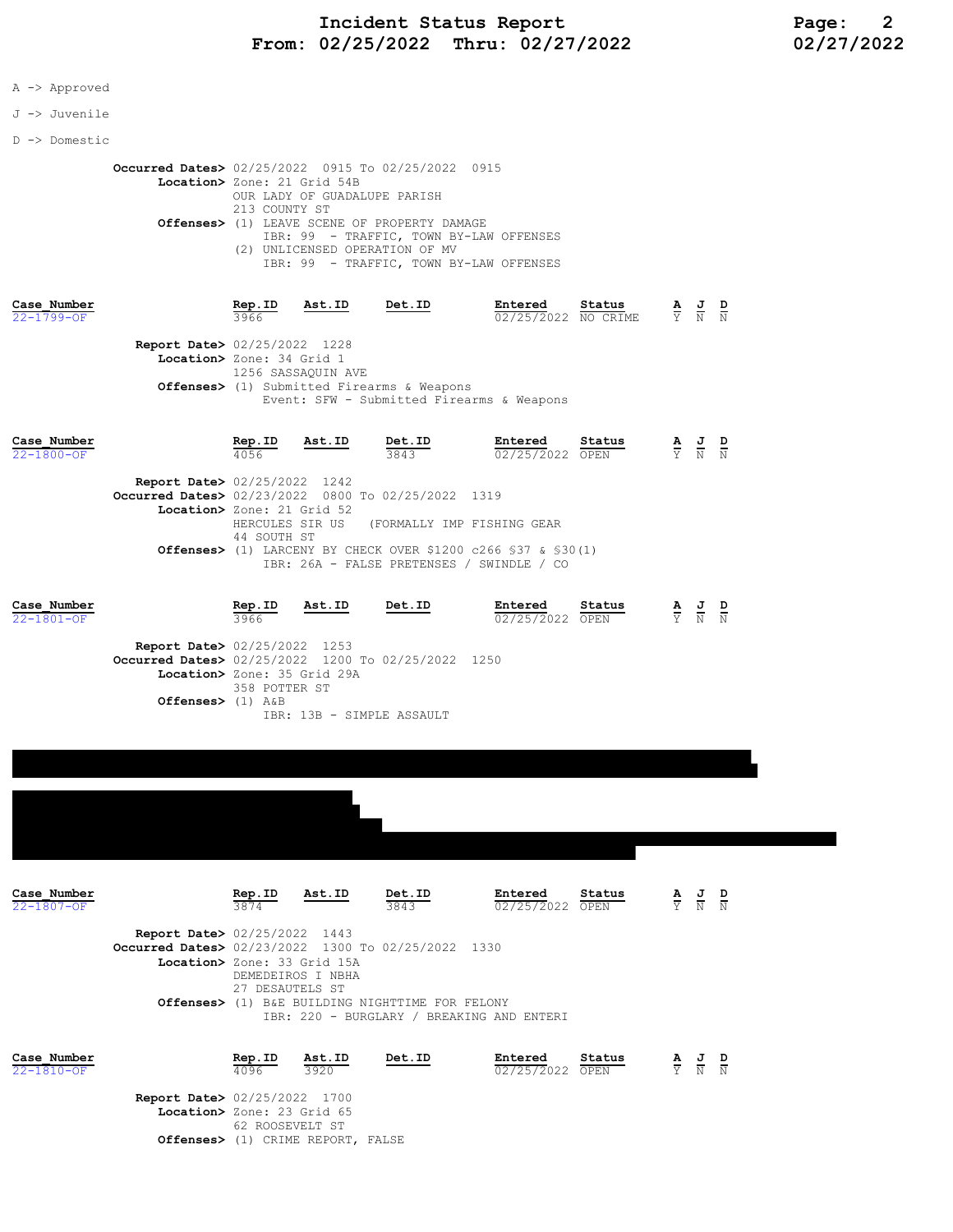# Incident Status Report
## From: 02/25/2022 Thru: 02/27/2022

A -> Approved

J -> Juvenile

D -> Domestic

**Occurred Dates>** 02/25/2022 0915 To 02/25/2022 0915
**Location>** Zone: 21 Grid 54B
OUR LADY OF GUADALUPE PARISH
213 COUNTY ST
**Offenses>** (1) LEAVE SCENE OF PROPERTY DAMAGE
IBR: 99 - TRAFFIC, TOWN BY-LAW OFFENSES
(2) UNLICENSED OPERATION OF MV
IBR: 99 - TRAFFIC, TOWN BY-LAW OFFENSES

| Case_Number | Rep.ID | Ast.ID | Det.ID | Entered | Status | A | J | D |
|---|---|---|---|---|---|---|---|---|
| 22-1799-OF | 3966 | | | 02/25/2022 | NO CRIME | Y | N | N |

**Report Date>** 02/25/2022 1228
**Location>** Zone: 34 Grid 1
1256 SASSAQUIN AVE
**Offenses>** (1) Submitted Firearms & Weapons
Event: SFW - Submitted Firearms & Weapons

| Case_Number | Rep.ID | Ast.ID | Det.ID | Entered | Status | A | J | D |
|---|---|---|---|---|---|---|---|---|
| 22-1800-OF | 4056 | | 3843 | 02/25/2022 | OPEN | Y | N | N |

**Report Date>** 02/25/2022 1242
**Occurred Dates>** 02/23/2022 0800 To 02/25/2022 1319
**Location>** Zone: 21 Grid 52
HERCULES SIR US (FORMALLY IMP FISHING GEAR
44 SOUTH ST
**Offenses>** (1) LARCENY BY CHECK OVER $1200 c266 §37 & §30(1)
IBR: 26A - FALSE PRETENSES / SWINDLE / CO

| Case_Number | Rep.ID | Ast.ID | Det.ID | Entered | Status | A | J | D |
|---|---|---|---|---|---|---|---|---|
| 22-1801-OF | 3966 | | | 02/25/2022 | OPEN | Y | N | N |

**Report Date>** 02/25/2022 1253
**Occurred Dates>** 02/25/2022 1200 To 02/25/2022 1250
**Location>** Zone: 35 Grid 29A
358 POTTER ST
**Offenses>** (1) A&B
IBR: 13B - SIMPLE ASSAULT

| Case_Number | Rep.ID | Ast.ID | Det.ID | Entered | Status | A | J | D |
|---|---|---|---|---|---|---|---|---|
| 22-1807-OF | 3874 | | 3843 | 02/25/2022 | OPEN | Y | N | N |

**Report Date>** 02/25/2022 1443
**Occurred Dates>** 02/23/2022 1300 To 02/25/2022 1330
**Location>** Zone: 33 Grid 15A
DEMEDEIROS I NBHA
27 DESAUTELS ST
**Offenses>** (1) B&E BUILDING NIGHTTIME FOR FELONY
IBR: 220 - BURGLARY / BREAKING AND ENTERI

| Case_Number | Rep.ID | Ast.ID | Det.ID | Entered | Status | A | J | D |
|---|---|---|---|---|---|---|---|---|
| 22-1810-OF | 4096 | 3920 | | 02/25/2022 | OPEN | Y | N | N |

**Report Date>** 02/25/2022 1700
**Location>** Zone: 23 Grid 65
62 ROOSEVELT ST
**Offenses>** (1) CRIME REPORT, FALSE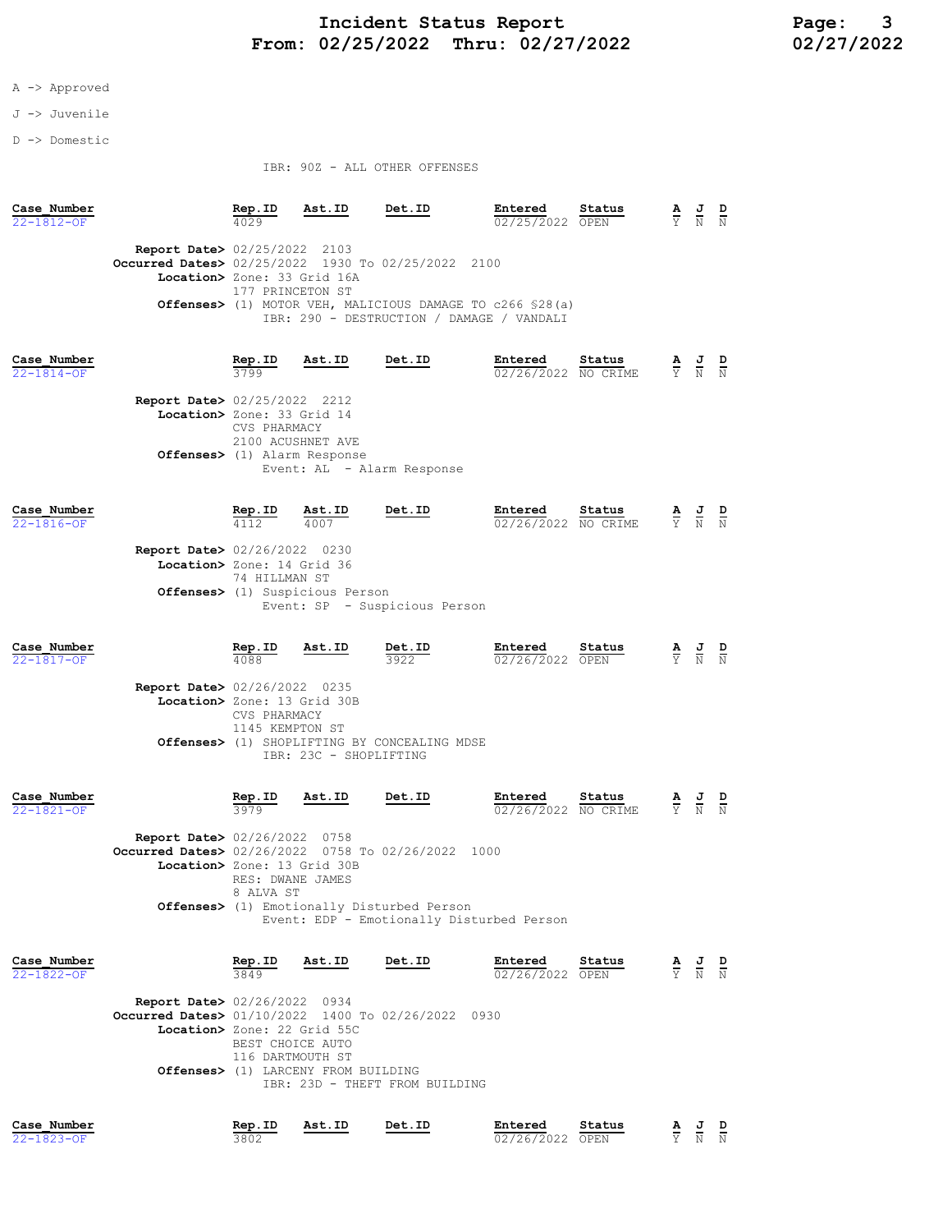A -> Approved

J -> Juvenile

D -> Domestic

IBR: 90Z - ALL OTHER OFFENSES

| Case_Number | Rep.ID | Ast.ID | Det.ID | Entered | Status | A | J | D |
|---|---|---|---|---|---|---|---|---|
| 22-1812-OF | 4029 | | | 02/25/2022 | OPEN | Y | N | N |

**Report Date>** 02/25/2022 2103
**Occurred Dates>** 02/25/2022 1930 To 02/25/2022 2100
**Location>** Zone: 33 Grid 16A
177 PRINCETON ST
**Offenses>** (1) MOTOR VEH, MALICIOUS DAMAGE TO c266 §28(a)
IBR: 290 - DESTRUCTION / DAMAGE / VANDALI

| Case_Number | Rep.ID | Ast.ID | Det.ID | Entered | Status | A | J | D |
|---|---|---|---|---|---|---|---|---|
| 22-1814-OF | 3799 | | | 02/26/2022 | NO CRIME | Y | N | N |

**Report Date>** 02/25/2022 2212
**Location>** Zone: 33 Grid 14
CVS PHARMACY
2100 ACUSHNET AVE
**Offenses>** (1) Alarm Response
Event: AL - Alarm Response

| Case_Number | Rep.ID | Ast.ID | Det.ID | Entered | Status | A | J | D |
|---|---|---|---|---|---|---|---|---|
| 22-1816-OF | 4112 | 4007 | | 02/26/2022 | NO CRIME | Y | N | N |

**Report Date>** 02/26/2022 0230
**Location>** Zone: 14 Grid 36
74 HILLMAN ST
**Offenses>** (1) Suspicious Person
Event: SP - Suspicious Person

| Case_Number | Rep.ID | Ast.ID | Det.ID | Entered | Status | A | J | D |
|---|---|---|---|---|---|---|---|---|
| 22-1817-OF | 4088 | | 3922 | 02/26/2022 | OPEN | Y | N | N |

**Report Date>** 02/26/2022 0235
**Location>** Zone: 13 Grid 30B
CVS PHARMACY
1145 KEMPTON ST
**Offenses>** (1) SHOPLIFTING BY CONCEALING MDSE
IBR: 23C - SHOPLIFTING

| Case_Number | Rep.ID | Ast.ID | Det.ID | Entered | Status | A | J | D |
|---|---|---|---|---|---|---|---|---|
| 22-1821-OF | 3979 | | | 02/26/2022 | NO CRIME | Y | N | N |

**Report Date>** 02/26/2022 0758
**Occurred Dates>** 02/26/2022 0758 To 02/26/2022 1000
**Location>** Zone: 13 Grid 30B
RES: DWANE JAMES
8 ALVA ST
**Offenses>** (1) Emotionally Disturbed Person
Event: EDP - Emotionally Disturbed Person

| Case_Number | Rep.ID | Ast.ID | Det.ID | Entered | Status | A | J | D |
|---|---|---|---|---|---|---|---|---|
| 22-1822-OF | 3849 | | | 02/26/2022 | OPEN | Y | N | N |

**Report Date>** 02/26/2022 0934
**Occurred Dates>** 01/10/2022 1400 To 02/26/2022 0930
**Location>** Zone: 22 Grid 55C
BEST CHOICE AUTO
116 DARTMOUTH ST
**Offenses>** (1) LARCENY FROM BUILDING
IBR: 23D - THEFT FROM BUILDING

| Case_Number | Rep.ID | Ast.ID | Det.ID | Entered | Status | A | J | D |
|---|---|---|---|---|---|---|---|---|
| 22-1823-OF | 3802 | | | 02/26/2022 | OPEN | Y | N | N |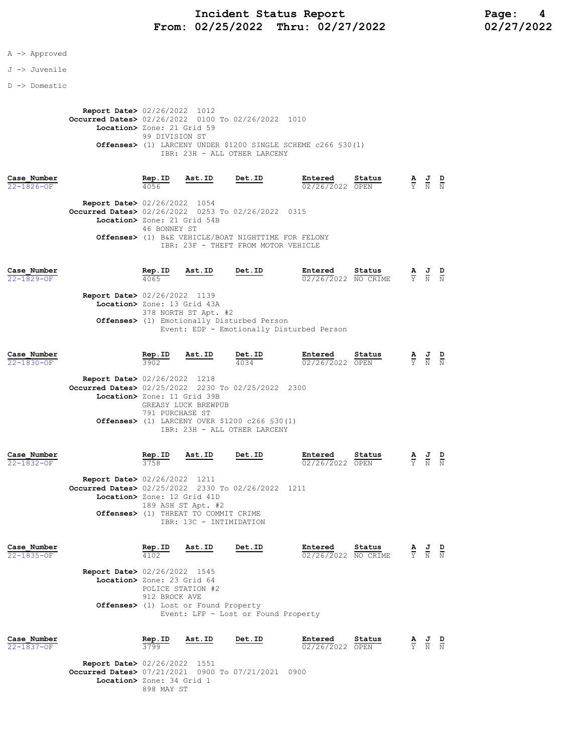A -> Approved

J -> Juvenile

D -> Domestic

**Report Date>** 02/26/2022 1012
**Occurred Dates>** 02/26/2022 0100 To 02/26/2022 1010
**Location>** Zone: 21 Grid 59
99 DIVISION ST
**Offenses>** (1) LARCENY UNDER $1200 SINGLE SCHEME c266 §30(1)
IBR: 23H - ALL OTHER LARCENY

| Case_Number | Rep.ID | Ast.ID | Det.ID | Entered | Status | A | J | D |
|---|---|---|---|---|---|---|---|---|
| 22-1826-OF | 4056 | | | 02/26/2022 | OPEN | Y | N | N |

**Report Date>** 02/26/2022 1054
**Occurred Dates>** 02/26/2022 0253 To 02/26/2022 0315
**Location>** Zone: 21 Grid 54B
46 BONNEY ST
**Offenses>** (1) B&E VEHICLE/BOAT NIGHTTIME FOR FELONY
IBR: 23F - THEFT FROM MOTOR VEHICLE

| Case_Number | Rep.ID | Ast.ID | Det.ID | Entered | Status | A | J | D |
|---|---|---|---|---|---|---|---|---|
| 22-1829-OF | 4065 | | | 02/26/2022 | NO CRIME | Y | N | N |

**Report Date>** 02/26/2022 1139
**Location>** Zone: 13 Grid 43A
378 NORTH ST Apt. #2
**Offenses>** (1) Emotionally Disturbed Person
Event: EDP - Emotionally Disturbed Person

| Case_Number | Rep.ID | Ast.ID | Det.ID | Entered | Status | A | J | D |
|---|---|---|---|---|---|---|---|---|
| 22-1830-OF | 3902 | | 4034 | 02/26/2022 | OPEN | Y | N | N |

**Report Date>** 02/26/2022 1218
**Occurred Dates>** 02/25/2022 2230 To 02/25/2022 2300
**Location>** Zone: 11 Grid 39B
GREASY LUCK BREWPUB
791 PURCHASE ST
**Offenses>** (1) LARCENY OVER $1200 c266 §30(1)
IBR: 23H - ALL OTHER LARCENY

| Case_Number | Rep.ID | Ast.ID | Det.ID | Entered | Status | A | J | D |
|---|---|---|---|---|---|---|---|---|
| 22-1832-OF | 3758 | | | 02/26/2022 | OPEN | Y | N | N |

**Report Date>** 02/26/2022 1211
**Occurred Dates>** 02/25/2022 2330 To 02/26/2022 1211
**Location>** Zone: 12 Grid 41D
189 ASH ST Apt. #2
**Offenses>** (1) THREAT TO COMMIT CRIME
IBR: 13C - INTIMIDATION

| Case_Number | Rep.ID | Ast.ID | Det.ID | Entered | Status | A | J | D |
|---|---|---|---|---|---|---|---|---|
| 22-1835-OF | 4102 | | | 02/26/2022 | NO CRIME | Y | N | N |

**Report Date>** 02/26/2022 1545
**Location>** Zone: 23 Grid 64
POLICE STATION #2
912 BROCK AVE
**Offenses>** (1) Lost or Found Property
Event: LFP - Lost or Found Property

| Case_Number | Rep.ID | Ast.ID | Det.ID | Entered | Status | A | J | D |
|---|---|---|---|---|---|---|---|---|
| 22-1837-OF | 3799 | | | 02/26/2022 | OPEN | Y | N | N |

**Report Date>** 02/26/2022 1551
**Occurred Dates>** 07/21/2021 0900 To 07/21/2021 0900
**Location>** Zone: 34 Grid 1
898 MAY ST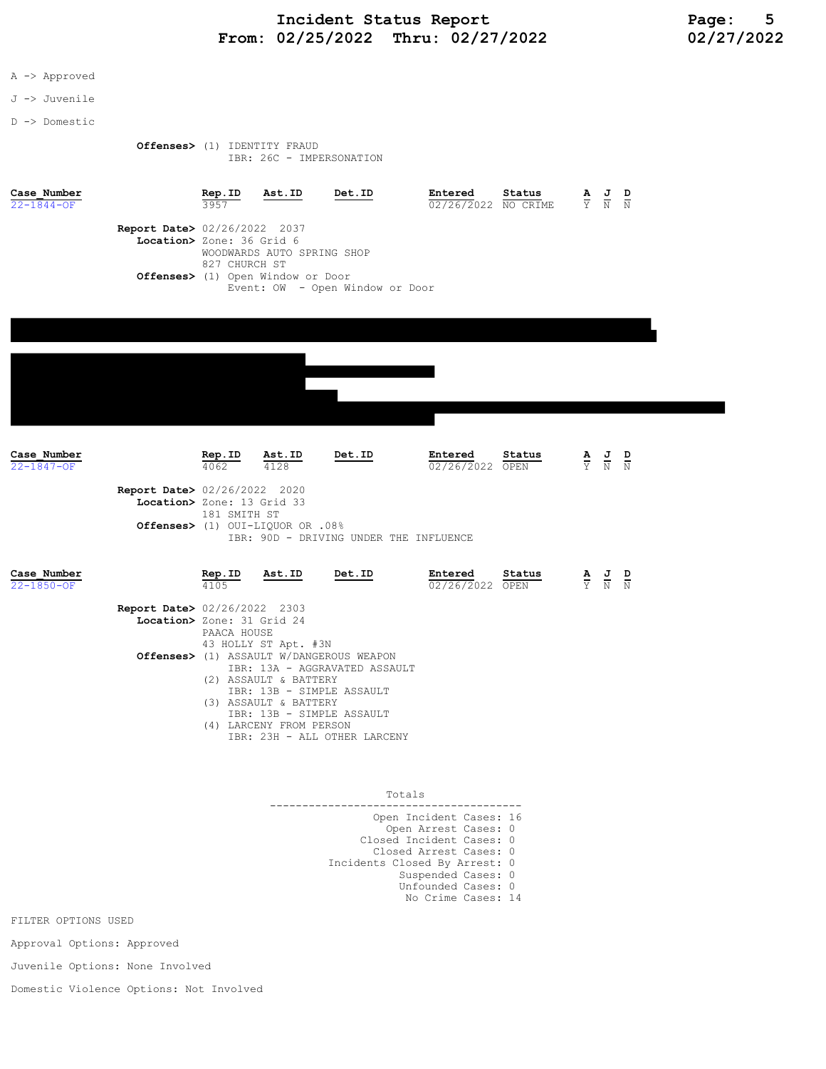A -> Approved

J -> Juvenile

D -> Domestic

**Offenses>** (1) IDENTITY FRAUD
IBR: 26C - IMPERSONATION

| Case_Number | Rep.ID | Ast.ID | Det.ID | Entered | Status | A | J | D |
|---|---|---|---|---|---|---|---|---|
| 22-1844-OF | 3957 | | | 02/26/2022 | NO CRIME | Y | N | N |

**Report Date>** 02/26/2022 2037
**Location>** Zone: 36 Grid 6
WOODWARDS AUTO SPRING SHOP
827 CHURCH ST
**Offenses>** (1) Open Window or Door
Event: OW - Open Window or Door

| Case_Number | Rep.ID | Ast.ID | Det.ID | Entered | Status | A | J | D |
|---|---|---|---|---|---|---|---|---|
| 22-1847-OF | 4062 | 4128 | | 02/26/2022 | OPEN | Y | N | N |

**Report Date>** 02/26/2022 2020
**Location>** Zone: 13 Grid 33
181 SMITH ST
**Offenses>** (1) OUI-LIQUOR OR .08%
IBR: 90D - DRIVING UNDER THE INFLUENCE

| Case_Number | Rep.ID | Ast.ID | Det.ID | Entered | Status | A | J | D |
|---|---|---|---|---|---|---|---|---|
| 22-1850-OF | 4105 | | | 02/26/2022 | OPEN | Y | N | N |

**Report Date>** 02/26/2022 2303
**Location>** Zone: 31 Grid 24
PAACA HOUSE
43 HOLLY ST Apt. #3N
**Offenses>** (1) ASSAULT W/DANGEROUS WEAPON
IBR: 13A - AGGRAVATED ASSAULT
(2) ASSAULT & BATTERY
IBR: 13B - SIMPLE ASSAULT
(3) ASSAULT & BATTERY
IBR: 13B - SIMPLE ASSAULT
(4) LARCENY FROM PERSON
IBR: 23H - ALL OTHER LARCENY

Totals

| | |
|---|---|
| Open Incident Cases: | 16 |
| Open Arrest Cases: | 0 |
| Closed Incident Cases: | 0 |
| Closed Arrest Cases: | 0 |
| Incidents Closed By Arrest: | 0 |
| Suspended Cases: | 0 |
| Unfounded Cases: | 0 |
| No Crime Cases: | 14 |

FILTER OPTIONS USED

Approval Options: Approved

Juvenile Options: None Involved

Domestic Violence Options: Not Involved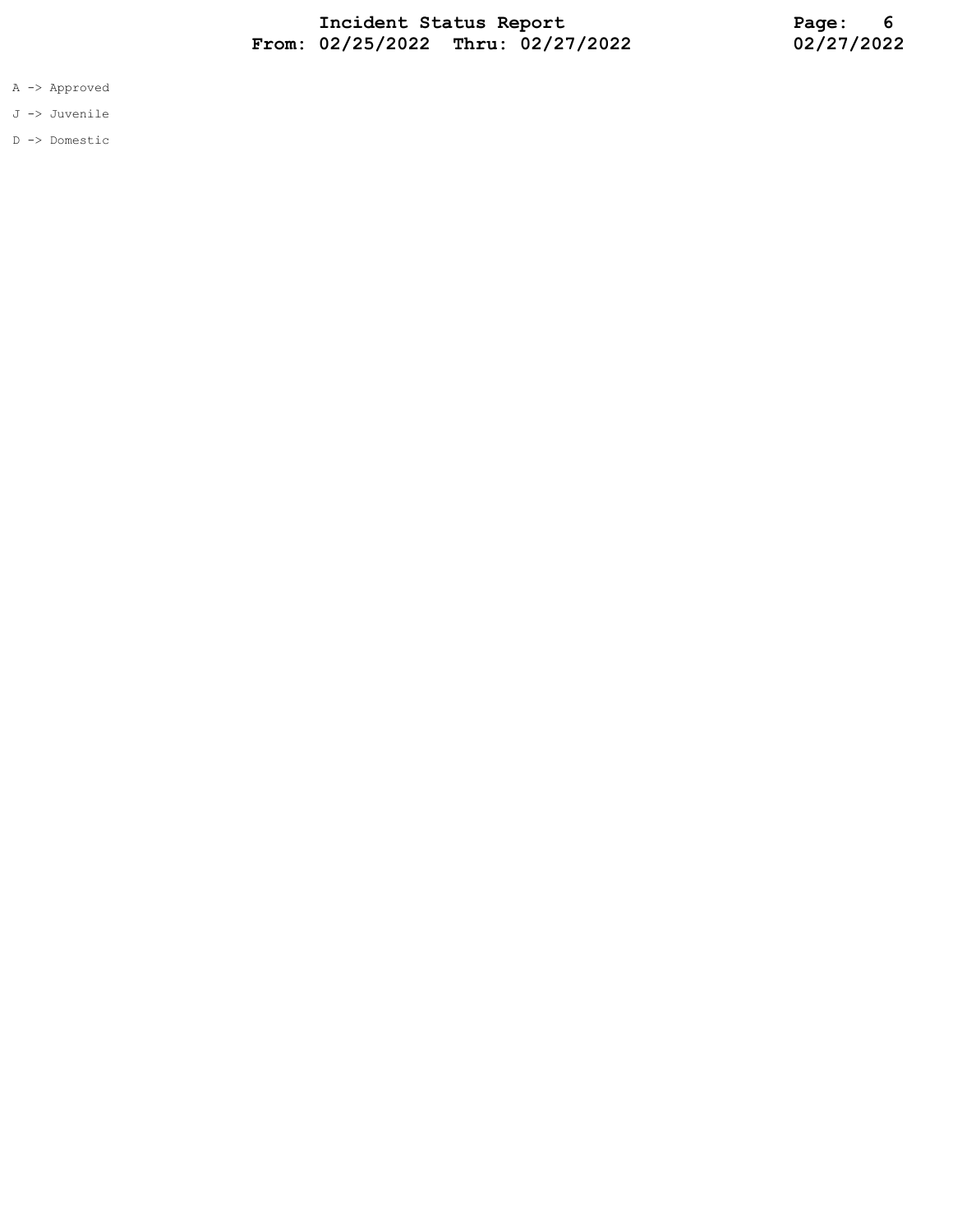A -> Approved

J -> Juvenile

D -> Domestic